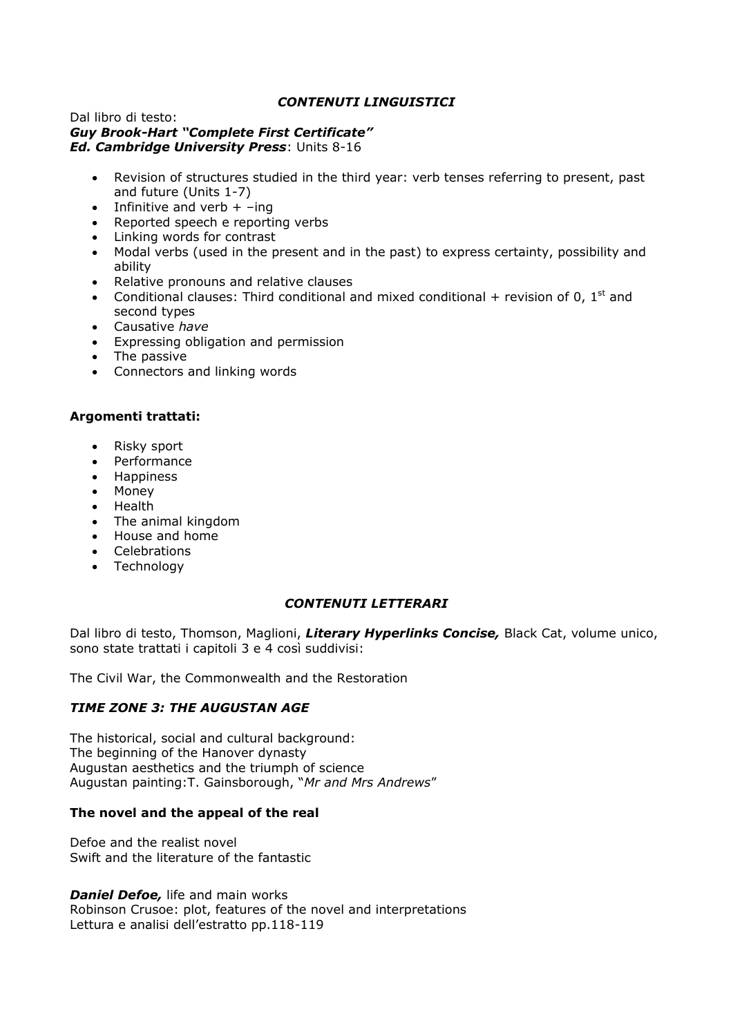## *CONTENUTI LINGUISTICI*

Dal libro di testo:
***Guy Brook-Hart "Complete First Certificate"***
***Ed. Cambridge University Press***: Units 8-16

- Revision of structures studied in the third year: verb tenses referring to present, past and future (Units 1-7)
- Infinitive and verb + –ing
- Reported speech e reporting verbs
- Linking words for contrast
- Modal verbs (used in the present and in the past) to express certainty, possibility and ability
- Relative pronouns and relative clauses
- Conditional clauses: Third conditional and mixed conditional + revision of 0, 1st and second types
- Causative *have*
- Expressing obligation and permission
- The passive
- Connectors and linking words

**Argomenti trattati:**

- Risky sport
- Performance
- Happiness
- Money
- Health
- The animal kingdom
- House and home
- Celebrations
- Technology

## *CONTENUTI LETTERARI*

Dal libro di testo, Thomson, Maglioni, ***Literary Hyperlinks Concise,*** Black Cat, volume unico, sono state trattati i capitoli 3 e 4 così suddivisi:

The Civil War, the Commonwealth and the Restoration

### *TIME ZONE 3: THE AUGUSTAN AGE*

The historical, social and cultural background:
The beginning of the Hanover dynasty
Augustan aesthetics and the triumph of science
Augustan painting:T. Gainsborough, "*Mr and Mrs Andrews*"

**The novel and the appeal of the real**

Defoe and the realist novel
Swift and the literature of the fantastic

***Daniel Defoe,*** life and main works
Robinson Crusoe: plot, features of the novel and interpretations
Lettura e analisi dell'estratto pp.118-119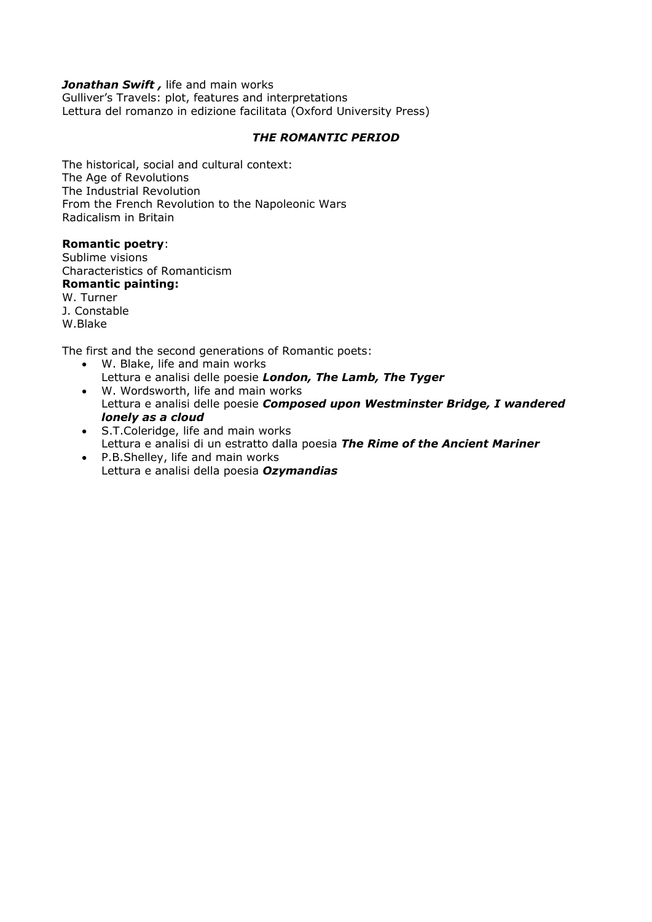***Jonathan Swift ,*** life and main works
Gulliver's Travels: plot, features and interpretations
Lettura del romanzo in edizione facilitata (Oxford University Press)

## *THE ROMANTIC PERIOD*

The historical, social and cultural context:
The Age of Revolutions
The Industrial Revolution
From the French Revolution to the Napoleonic Wars
Radicalism in Britain

**Romantic poetry**:
Sublime visions
Characteristics of Romanticism
**Romantic painting:**
W. Turner
J. Constable
W.Blake

The first and the second generations of Romantic poets:

- W. Blake, life and main works
  Lettura e analisi delle poesie ***London, The Lamb, The Tyger***
- W. Wordsworth, life and main works
  Lettura e analisi delle poesie ***Composed upon Westminster Bridge, I wandered lonely as a cloud***
- S.T.Coleridge, life and main works
  Lettura e analisi di un estratto dalla poesia ***The Rime of the Ancient Mariner***
- P.B.Shelley, life and main works
  Lettura e analisi della poesia ***Ozymandias***